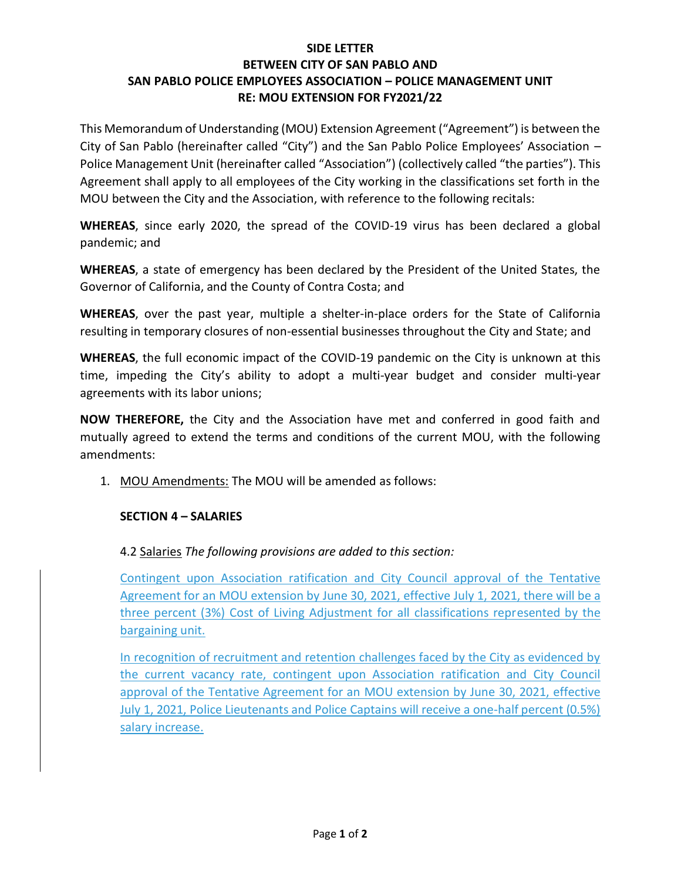# SIDE LETTER
# BETWEEN CITY OF SAN PABLO AND
# SAN PABLO POLICE EMPLOYEES ASSOCIATION – POLICE MANAGEMENT UNIT
# RE: MOU EXTENSION FOR FY2021/22

This Memorandum of Understanding (MOU) Extension Agreement ("Agreement") is between the City of San Pablo (hereinafter called "City") and the San Pablo Police Employees' Association – Police Management Unit (hereinafter called "Association") (collectively called "the parties"). This Agreement shall apply to all employees of the City working in the classifications set forth in the MOU between the City and the Association, with reference to the following recitals:

**WHEREAS**, since early 2020, the spread of the COVID-19 virus has been declared a global pandemic; and

**WHEREAS**, a state of emergency has been declared by the President of the United States, the Governor of California, and the County of Contra Costa; and

**WHEREAS**, over the past year, multiple a shelter-in-place orders for the State of California resulting in temporary closures of non-essential businesses throughout the City and State; and

**WHEREAS**, the full economic impact of the COVID-19 pandemic on the City is unknown at this time, impeding the City's ability to adopt a multi-year budget and consider multi-year agreements with its labor unions;

**NOW THEREFORE,** the City and the Association have met and conferred in good faith and mutually agreed to extend the terms and conditions of the current MOU, with the following amendments:

1. MOU Amendments: The MOU will be amended as follows:

   **SECTION 4 – SALARIES**

   4.2 Salaries *The following provisions are added to this section:*

   Contingent upon Association ratification and City Council approval of the Tentative Agreement for an MOU extension by June 30, 2021, effective July 1, 2021, there will be a three percent (3%) Cost of Living Adjustment for all classifications represented by the bargaining unit.

   In recognition of recruitment and retention challenges faced by the City as evidenced by the current vacancy rate, contingent upon Association ratification and City Council approval of the Tentative Agreement for an MOU extension by June 30, 2021, effective July 1, 2021, Police Lieutenants and Police Captains will receive a one-half percent (0.5%) salary increase.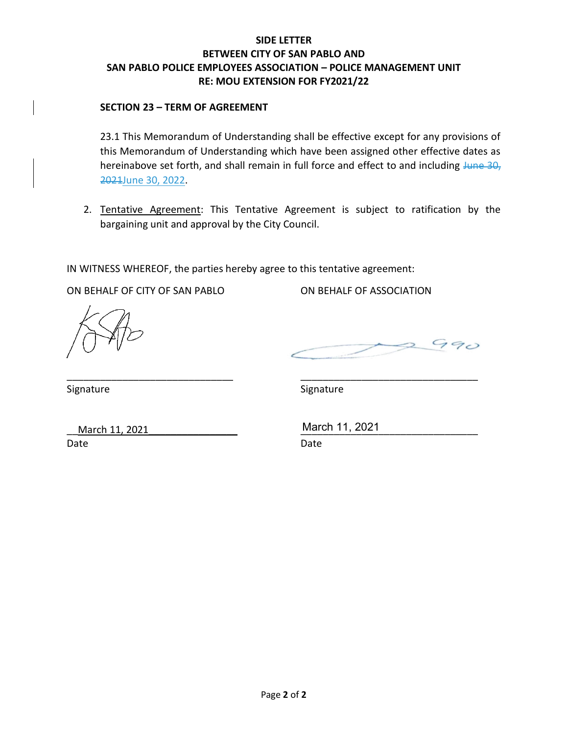**SIDE LETTER**
**BETWEEN CITY OF SAN PABLO AND**
**SAN PABLO POLICE EMPLOYEES ASSOCIATION – POLICE MANAGEMENT UNIT**
**RE: MOU EXTENSION FOR FY2021/22**

**SECTION 23 – TERM OF AGREEMENT**

23.1 This Memorandum of Understanding shall be effective except for any provisions of this Memorandum of Understanding which have been assigned other effective dates as hereinabove set forth, and shall remain in full force and effect to and including ~~June 30, 2021~~June 30, 2022.

2. Tentative Agreement: This Tentative Agreement is subject to ratification by the bargaining unit and approval by the City Council.

IN WITNESS WHEREOF, the parties hereby agree to this tentative agreement:

ON BEHALF OF CITY OF SAN PABLO

_______________________________
Signature

March 11, 2021
Date

ON BEHALF OF ASSOCIATION

_______________________________
Signature

March 11, 2021
Date